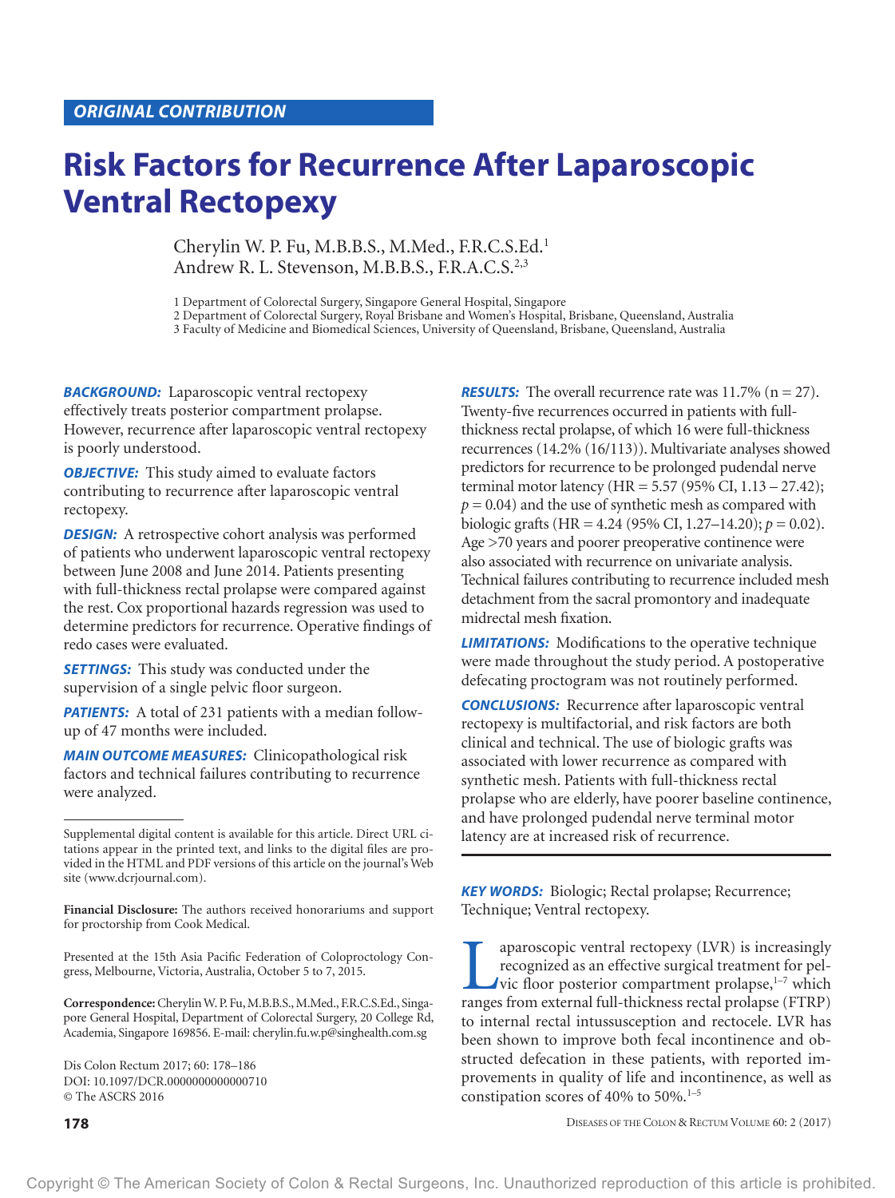ORIGINAL CONTRIBUTION

# Risk Factors for Recurrence After Laparoscopic Ventral Rectopexy

Cherylin W. P. Fu, M.B.B.S., M.Med., F.R.C.S.Ed.[1]
Andrew R. L. Stevenson, M.B.B.S., F.R.A.C.S.[2,3]

1 Department of Colorectal Surgery, Singapore General Hospital, Singapore
2 Department of Colorectal Surgery, Royal Brisbane and Women's Hospital, Brisbane, Queensland, Australia
3 Faculty of Medicine and Biomedical Sciences, University of Queensland, Brisbane, Queensland, Australia

***BACKGROUND:*** Laparoscopic ventral rectopexy effectively treats posterior compartment prolapse. However, recurrence after laparoscopic ventral rectopexy is poorly understood.

***OBJECTIVE:*** This study aimed to evaluate factors contributing to recurrence after laparoscopic ventral rectopexy.

***DESIGN:*** A retrospective cohort analysis was performed of patients who underwent laparoscopic ventral rectopexy between June 2008 and June 2014. Patients presenting with full-thickness rectal prolapse were compared against the rest. Cox proportional hazards regression was used to determine predictors for recurrence. Operative findings of redo cases were evaluated.

***SETTINGS:*** This study was conducted under the supervision of a single pelvic floor surgeon.

***PATIENTS:*** A total of 231 patients with a median follow-up of 47 months were included.

***MAIN OUTCOME MEASURES:*** Clinicopathological risk factors and technical failures contributing to recurrence were analyzed.

***RESULTS:*** The overall recurrence rate was 11.7% (n = 27). Twenty-five recurrences occurred in patients with full-thickness rectal prolapse, of which 16 were full-thickness recurrences (14.2% (16/113)). Multivariate analyses showed predictors for recurrence to be prolonged pudendal nerve terminal motor latency (HR = 5.57 (95% CI, 1.13 – 27.42); $p = 0.04$) and the use of synthetic mesh as compared with biologic grafts (HR = 4.24 (95% CI, 1.27–14.20); $p = 0.02$). Age >70 years and poorer preoperative continence were also associated with recurrence on univariate analysis. Technical failures contributing to recurrence included mesh detachment from the sacral promontory and inadequate midrectal mesh fixation.

***LIMITATIONS:*** Modifications to the operative technique were made throughout the study period. A postoperative defecating proctogram was not routinely performed.

***CONCLUSIONS:*** Recurrence after laparoscopic ventral rectopexy is multifactorial, and risk factors are both clinical and technical. The use of biologic grafts was associated with lower recurrence as compared with synthetic mesh. Patients with full-thickness rectal prolapse who are elderly, have poorer baseline continence, and have prolonged pudendal nerve terminal motor latency are at increased risk of recurrence.

***KEY WORDS:*** Biologic; Rectal prolapse; Recurrence; Technique; Ventral rectopexy.

Supplemental digital content is available for this article. Direct URL citations appear in the printed text, and links to the digital files are provided in the HTML and PDF versions of this article on the journal's Web site (www.dcrjournal.com).

**Financial Disclosure:** The authors received honorariums and support for proctorship from Cook Medical.

Presented at the 15th Asia Pacific Federation of Coloproctology Congress, Melbourne, Victoria, Australia, October 5 to 7, 2015.

**Correspondence:** Cherylin W. P. Fu, M.B.B.S., M.Med., F.R.C.S.Ed., Singapore General Hospital, Department of Colorectal Surgery, 20 College Rd, Academia, Singapore 169856. E-mail: cherylin.fu.w.p@singhealth.com.sg

Dis Colon Rectum 2017; 60: 178–186
DOI: 10.1097/DCR.0000000000000710
© The ASCRS 2016

Laparoscopic ventral rectopexy (LVR) is increasingly recognized as an effective surgical treatment for pelvic floor posterior compartment prolapse,[1–7] which ranges from external full-thickness rectal prolapse (FTRP) to internal rectal intussusception and rectocele. LVR has been shown to improve both fecal incontinence and obstructed defecation in these patients, with reported improvements in quality of life and incontinence, as well as constipation scores of 40% to 50%.[1–5]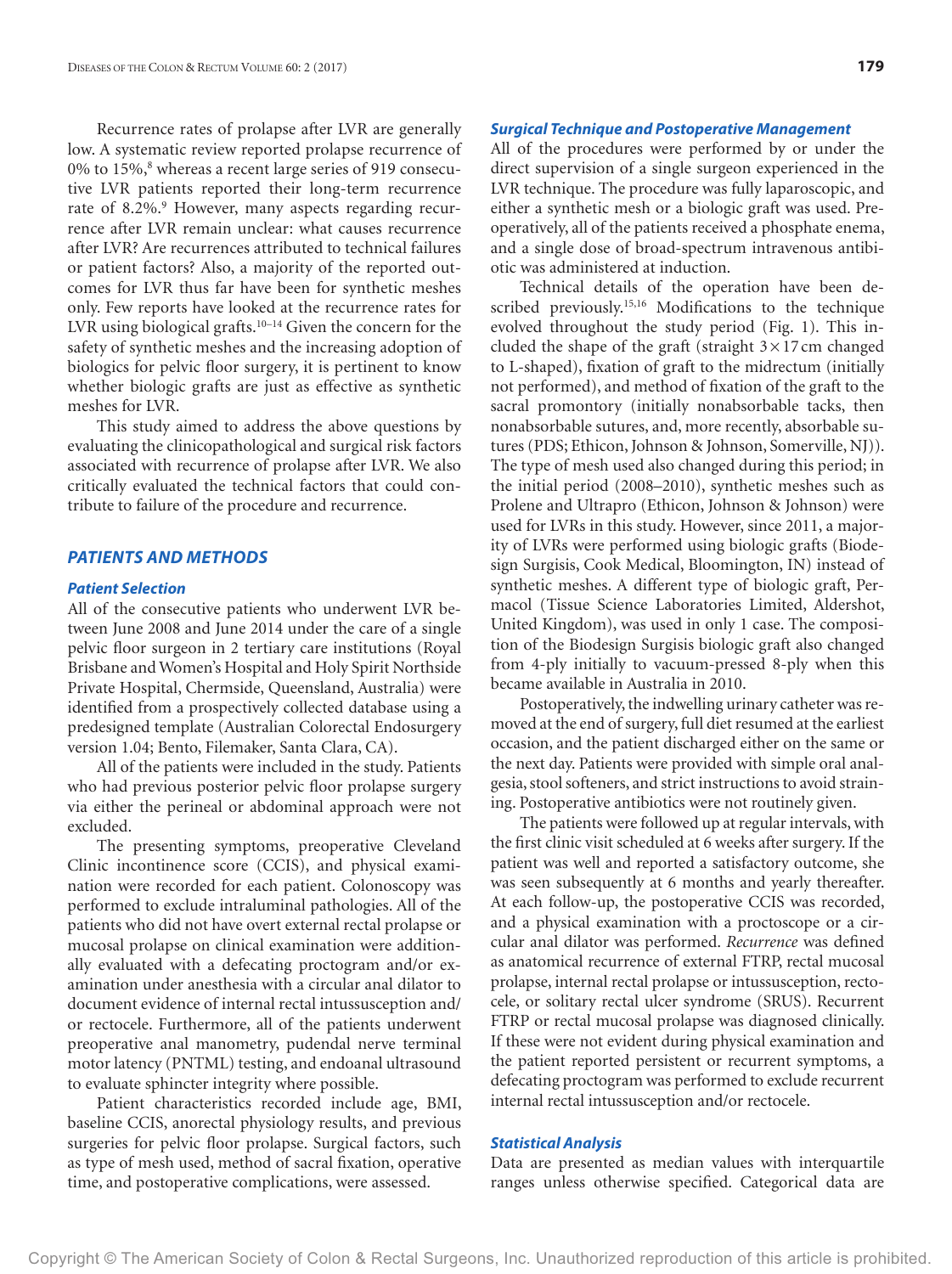Recurrence rates of prolapse after LVR are generally low. A systematic review reported prolapse recurrence of 0% to 15%,[8] whereas a recent large series of 919 consecutive LVR patients reported their long-term recurrence rate of 8.2%.[9] However, many aspects regarding recurrence after LVR remain unclear: what causes recurrence after LVR? Are recurrences attributed to technical failures or patient factors? Also, a majority of the reported outcomes for LVR thus far have been for synthetic meshes only. Few reports have looked at the recurrence rates for LVR using biological grafts.[10–14] Given the concern for the safety of synthetic meshes and the increasing adoption of biologics for pelvic floor surgery, it is pertinent to know whether biologic grafts are just as effective as synthetic meshes for LVR.

This study aimed to address the above questions by evaluating the clinicopathological and surgical risk factors associated with recurrence of prolapse after LVR. We also critically evaluated the technical factors that could contribute to failure of the procedure and recurrence.

## PATIENTS AND METHODS

### Patient Selection

All of the consecutive patients who underwent LVR between June 2008 and June 2014 under the care of a single pelvic floor surgeon in 2 tertiary care institutions (Royal Brisbane and Women's Hospital and Holy Spirit Northside Private Hospital, Chermside, Queensland, Australia) were identified from a prospectively collected database using a predesigned template (Australian Colorectal Endosurgery version 1.04; Bento, Filemaker, Santa Clara, CA).

All of the patients were included in the study. Patients who had previous posterior pelvic floor prolapse surgery via either the perineal or abdominal approach were not excluded.

The presenting symptoms, preoperative Cleveland Clinic incontinence score (CCIS), and physical examination were recorded for each patient. Colonoscopy was performed to exclude intraluminal pathologies. All of the patients who did not have overt external rectal prolapse or mucosal prolapse on clinical examination were additionally evaluated with a defecating proctogram and/or examination under anesthesia with a circular anal dilator to document evidence of internal rectal intussusception and/or rectocele. Furthermore, all of the patients underwent preoperative anal manometry, pudendal nerve terminal motor latency (PNTML) testing, and endoanal ultrasound to evaluate sphincter integrity where possible.

Patient characteristics recorded include age, BMI, baseline CCIS, anorectal physiology results, and previous surgeries for pelvic floor prolapse. Surgical factors, such as type of mesh used, method of sacral fixation, operative time, and postoperative complications, were assessed.

### Surgical Technique and Postoperative Management

All of the procedures were performed by or under the direct supervision of a single surgeon experienced in the LVR technique. The procedure was fully laparoscopic, and either a synthetic mesh or a biologic graft was used. Preoperatively, all of the patients received a phosphate enema, and a single dose of broad-spectrum intravenous antibiotic was administered at induction.

Technical details of the operation have been described previously.[15,16] Modifications to the technique evolved throughout the study period (Fig. 1). This included the shape of the graft (straight 3 × 17 cm changed to L-shaped), fixation of graft to the midrectum (initially not performed), and method of fixation of the graft to the sacral promontory (initially nonabsorbable tacks, then nonabsorbable sutures, and, more recently, absorbable sutures (PDS; Ethicon, Johnson & Johnson, Somerville, NJ)). The type of mesh used also changed during this period; in the initial period (2008–2010), synthetic meshes such as Prolene and Ultrapro (Ethicon, Johnson & Johnson) were used for LVRs in this study. However, since 2011, a majority of LVRs were performed using biologic grafts (Biodesign Surgisis, Cook Medical, Bloomington, IN) instead of synthetic meshes. A different type of biologic graft, Permacol (Tissue Science Laboratories Limited, Aldershot, United Kingdom), was used in only 1 case. The composition of the Biodesign Surgisis biologic graft also changed from 4-ply initially to vacuum-pressed 8-ply when this became available in Australia in 2010.

Postoperatively, the indwelling urinary catheter was removed at the end of surgery, full diet resumed at the earliest occasion, and the patient discharged either on the same or the next day. Patients were provided with simple oral analgesia, stool softeners, and strict instructions to avoid straining. Postoperative antibiotics were not routinely given.

The patients were followed up at regular intervals, with the first clinic visit scheduled at 6 weeks after surgery. If the patient was well and reported a satisfactory outcome, she was seen subsequently at 6 months and yearly thereafter. At each follow-up, the postoperative CCIS was recorded, and a physical examination with a proctoscope or a circular anal dilator was performed. *Recurrence* was defined as anatomical recurrence of external FTRP, rectal mucosal prolapse, internal rectal prolapse or intussusception, rectocele, or solitary rectal ulcer syndrome (SRUS). Recurrent FTRP or rectal mucosal prolapse was diagnosed clinically. If these were not evident during physical examination and the patient reported persistent or recurrent symptoms, a defecating proctogram was performed to exclude recurrent internal rectal intussusception and/or rectocele.

### Statistical Analysis

Data are presented as median values with interquartile ranges unless otherwise specified. Categorical data are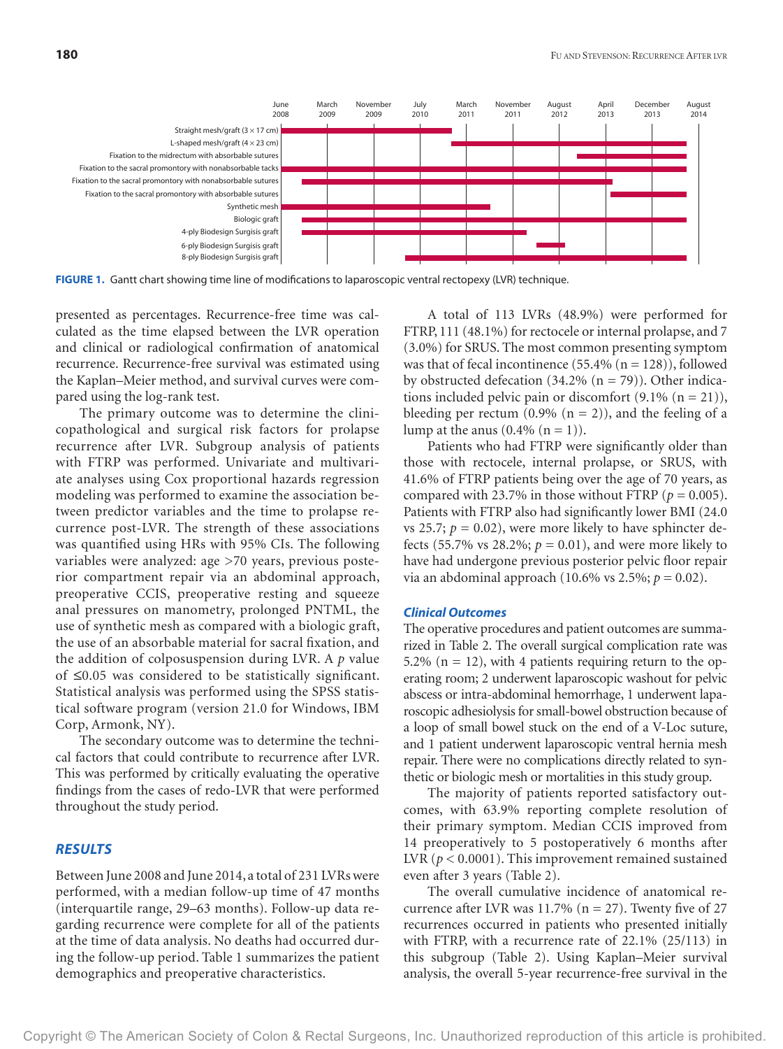FIGURE 1. Gantt chart showing time line of modifications to laparoscopic ventral rectopexy (LVR) technique.

presented as percentages. Recurrence-free time was calculated as the time elapsed between the LVR operation and clinical or radiological confirmation of anatomical recurrence. Recurrence-free survival was estimated using the Kaplan–Meier method, and survival curves were compared using the log-rank test.

The primary outcome was to determine the clinicopathological and surgical risk factors for prolapse recurrence after LVR. Subgroup analysis of patients with FTRP was performed. Univariate and multivariate analyses using Cox proportional hazards regression modeling was performed to examine the association between predictor variables and the time to prolapse recurrence post-LVR. The strength of these associations was quantified using HRs with 95% CIs. The following variables were analyzed: age >70 years, previous posterior compartment repair via an abdominal approach, preoperative CCIS, preoperative resting and squeeze anal pressures on manometry, prolonged PNTML, the use of synthetic mesh as compared with a biologic graft, the use of an absorbable material for sacral fixation, and the addition of colposuspension during LVR. A $p$ value of ≤0.05 was considered to be statistically significant. Statistical analysis was performed using the SPSS statistical software program (version 21.0 for Windows, IBM Corp, Armonk, NY).

The secondary outcome was to determine the technical factors that could contribute to recurrence after LVR. This was performed by critically evaluating the operative findings from the cases of redo-LVR that were performed throughout the study period.

## RESULTS

Between June 2008 and June 2014, a total of 231 LVRs were performed, with a median follow-up time of 47 months (interquartile range, 29–63 months). Follow-up data regarding recurrence were complete for all of the patients at the time of data analysis. No deaths had occurred during the follow-up period. Table 1 summarizes the patient demographics and preoperative characteristics.

A total of 113 LVRs (48.9%) were performed for FTRP, 111 (48.1%) for rectocele or internal prolapse, and 7 (3.0%) for SRUS. The most common presenting symptom was that of fecal incontinence (55.4% (n = 128)), followed by obstructed defecation (34.2% (n = 79)). Other indications included pelvic pain or discomfort (9.1% (n = 21)), bleeding per rectum (0.9% (n = 2)), and the feeling of a lump at the anus (0.4% (n = 1)).

Patients who had FTRP were significantly older than those with rectocele, internal prolapse, or SRUS, with 41.6% of FTRP patients being over the age of 70 years, as compared with 23.7% in those without FTRP ($p = 0.005$). Patients with FTRP also had significantly lower BMI (24.0 vs 25.7; $p = 0.02$), were more likely to have sphincter defects (55.7% vs 28.2%; $p = 0.01$), and were more likely to have had undergone previous posterior pelvic floor repair via an abdominal approach (10.6% vs 2.5%; $p = 0.02$).

### Clinical Outcomes

The operative procedures and patient outcomes are summarized in Table 2. The overall surgical complication rate was 5.2% (n = 12), with 4 patients requiring return to the operating room; 2 underwent laparoscopic washout for pelvic abscess or intra-abdominal hemorrhage, 1 underwent laparoscopic adhesiolysis for small-bowel obstruction because of a loop of small bowel stuck on the end of a V-Loc suture, and 1 patient underwent laparoscopic ventral hernia mesh repair. There were no complications directly related to synthetic or biologic mesh or mortalities in this study group.

The majority of patients reported satisfactory outcomes, with 63.9% reporting complete resolution of their primary symptom. Median CCIS improved from 14 preoperatively to 5 postoperatively 6 months after LVR ($p < 0.0001$). This improvement remained sustained even after 3 years (Table 2).

The overall cumulative incidence of anatomical recurrence after LVR was 11.7% (n = 27). Twenty five of 27 recurrences occurred in patients who presented initially with FTRP, with a recurrence rate of 22.1% (25/113) in this subgroup (Table 2). Using Kaplan–Meier survival analysis, the overall 5-year recurrence-free survival in the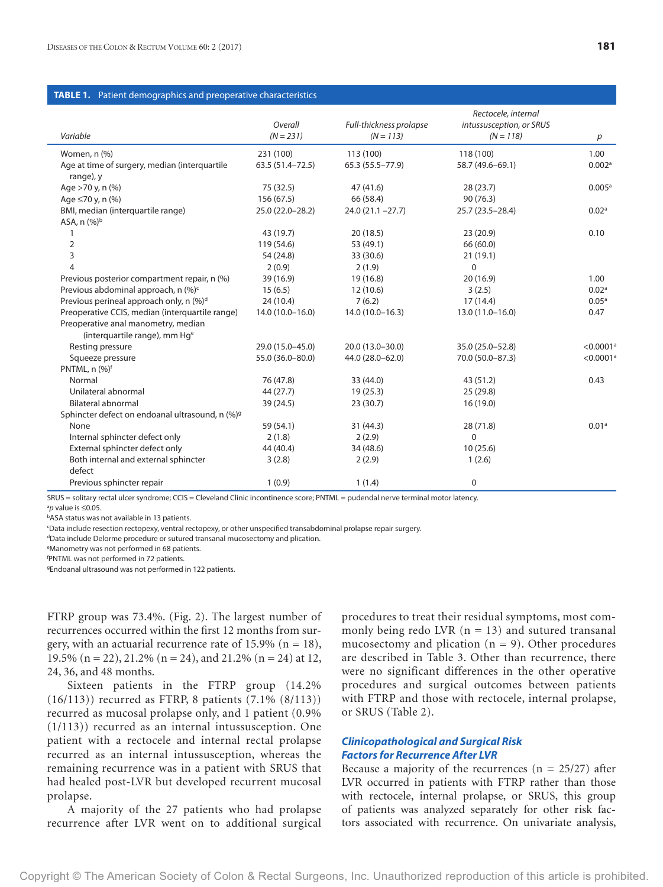**TABLE 1.** Patient demographics and preoperative characteristics

| Variable | Overall (N = 231) | Full-thickness prolapse (N = 113) | Rectocele, internal intussusception, or SRUS (N = 118) | p |
|---|---|---|---|---|
| Women, n (%) | 231 (100) | 113 (100) | 118 (100) | 1.00 |
| Age at time of surgery, median (interquartile range), y | 63.5 (51.4–72.5) | 65.3 (55.5–77.9) | 58.7 (49.6–69.1) | 0.002[a] |
| Age >70 y, n (%) | 75 (32.5) | 47 (41.6) | 28 (23.7) | 0.005[a] |
| Age ≤70 y, n (%) | 156 (67.5) | 66 (58.4) | 90 (76.3) | |
| BMI, median (interquartile range) | 25.0 (22.0–28.2) | 24.0 (21.1 –27.7) | 25.7 (23.5–28.4) | 0.02[a] |
| ASA, n (%)[b] | | | | |
| 1 | 43 (19.7) | 20 (18.5) | 23 (20.9) | 0.10 |
| 2 | 119 (54.6) | 53 (49.1) | 66 (60.0) | |
| 3 | 54 (24.8) | 33 (30.6) | 21 (19.1) | |
| 4 | 2 (0.9) | 2 (1.9) | 0 | |
| Previous posterior compartment repair, n (%) | 39 (16.9) | 19 (16.8) | 20 (16.9) | 1.00 |
| Previous abdominal approach, n (%)[c] | 15 (6.5) | 12 (10.6) | 3 (2.5) | 0.02[a] |
| Previous perineal approach only, n (%)[d] | 24 (10.4) | 7 (6.2) | 17 (14.4) | 0.05[a] |
| Preoperative CCIS, median (interquartile range) | 14.0 (10.0–16.0) | 14.0 (10.0–16.3) | 13.0 (11.0–16.0) | 0.47 |
| Preoperative anal manometry, median (interquartile range), mm Hg[e] | | | | |
| Resting pressure | 29.0 (15.0–45.0) | 20.0 (13.0–30.0) | 35.0 (25.0–52.8) | <0.0001[a] |
| Squeeze pressure | 55.0 (36.0–80.0) | 44.0 (28.0–62.0) | 70.0 (50.0–87.3) | <0.0001[a] |
| PNTML, n (%)[f] | | | | |
| Normal | 76 (47.8) | 33 (44.0) | 43 (51.2) | 0.43 |
| Unilateral abnormal | 44 (27.7) | 19 (25.3) | 25 (29.8) | |
| Bilateral abnormal | 39 (24.5) | 23 (30.7) | 16 (19.0) | |
| Sphincter defect on endoanal ultrasound, n (%)[g] | | | | |
| None | 59 (54.1) | 31 (44.3) | 28 (71.8) | 0.01[a] |
| Internal sphincter defect only | 2 (1.8) | 2 (2.9) | 0 | |
| External sphincter defect only | 44 (40.4) | 34 (48.6) | 10 (25.6) | |
| Both internal and external sphincter defect | 3 (2.8) | 2 (2.9) | 1 (2.6) | |
| Previous sphincter repair | 1 (0.9) | 1 (1.4) | 0 | |

SRUS = solitary rectal ulcer syndrome; CCIS = Cleveland Clinic incontinence score; PNTML = pudendal nerve terminal motor latency.
[a]p value is ≤0.05.
[b]ASA status was not available in 13 patients.
[c]Data include resection rectopexy, ventral rectopexy, or other unspecified transabdominal prolapse repair surgery.
[d]Data include Delorme procedure or sutured transanal mucosectomy and plication.
[e]Manometry was not performed in 68 patients.
[f]PNTML was not performed in 72 patients.
[g]Endoanal ultrasound was not performed in 122 patients.

FTRP group was 73.4%. (Fig. 2). The largest number of recurrences occurred within the first 12 months from surgery, with an actuarial recurrence rate of 15.9% (n = 18), 19.5% (n = 22), 21.2% (n = 24), and 21.2% (n = 24) at 12, 24, 36, and 48 months.

Sixteen patients in the FTRP group (14.2% (16/113)) recurred as FTRP, 8 patients (7.1% (8/113)) recurred as mucosal prolapse only, and 1 patient (0.9% (1/113)) recurred as an internal intussusception. One patient with a rectocele and internal rectal prolapse recurred as an internal intussusception, whereas the remaining recurrence was in a patient with SRUS that had healed post-LVR but developed recurrent mucosal prolapse.

A majority of the 27 patients who had prolapse recurrence after LVR went on to additional surgical procedures to treat their residual symptoms, most commonly being redo LVR (n = 13) and sutured transanal mucosectomy and plication (n = 9). Other procedures are described in Table 3. Other than recurrence, there were no significant differences in the other operative procedures and surgical outcomes between patients with FTRP and those with rectocele, internal prolapse, or SRUS (Table 2).

### Clinicopathological and Surgical Risk Factors for Recurrence After LVR

Because a majority of the recurrences (n = 25/27) after LVR occurred in patients with FTRP rather than those with rectocele, internal prolapse, or SRUS, this group of patients was analyzed separately for other risk factors associated with recurrence. On univariate analysis,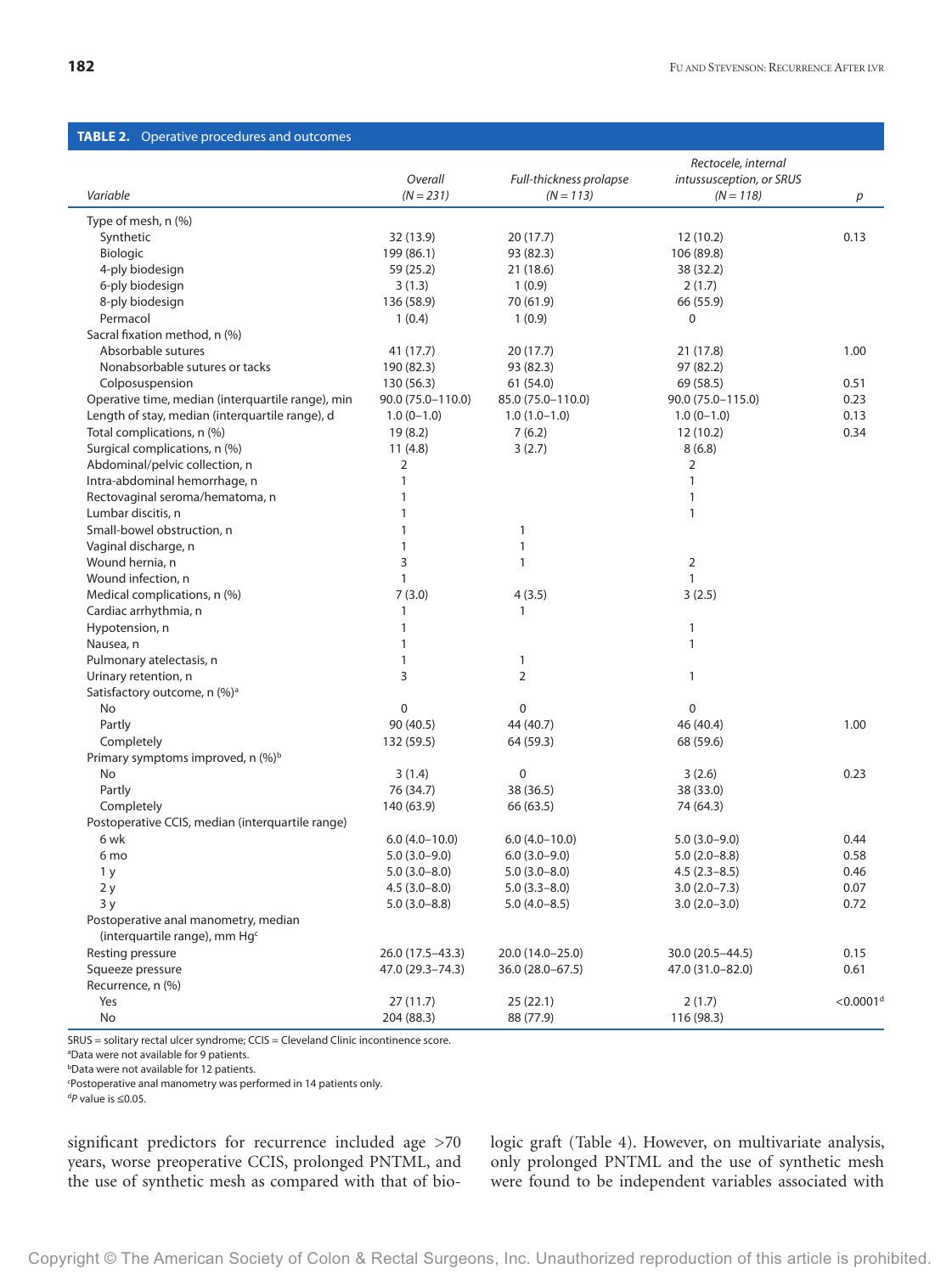**TABLE 2.** Operative procedures and outcomes

| Variable | Overall (N = 231) | Full-thickness prolapse (N = 113) | Rectocele, internal intussusception, or SRUS (N = 118) | p |
|---|---|---|---|---|
| Type of mesh, n (%) | | | | |
| Synthetic | 32 (13.9) | 20 (17.7) | 12 (10.2) | 0.13 |
| Biologic | 199 (86.1) | 93 (82.3) | 106 (89.8) | |
| 4-ply biodesign | 59 (25.2) | 21 (18.6) | 38 (32.2) | |
| 6-ply biodesign | 3 (1.3) | 1 (0.9) | 2 (1.7) | |
| 8-ply biodesign | 136 (58.9) | 70 (61.9) | 66 (55.9) | |
| Permacol | 1 (0.4) | 1 (0.9) | 0 | |
| Sacral fixation method, n (%) | | | | |
| Absorbable sutures | 41 (17.7) | 20 (17.7) | 21 (17.8) | 1.00 |
| Nonabsorbable sutures or tacks | 190 (82.3) | 93 (82.3) | 97 (82.2) | |
| Colposuspension | 130 (56.3) | 61 (54.0) | 69 (58.5) | 0.51 |
| Operative time, median (interquartile range), min | 90.0 (75.0–110.0) | 85.0 (75.0–110.0) | 90.0 (75.0–115.0) | 0.23 |
| Length of stay, median (interquartile range), d | 1.0 (0–1.0) | 1.0 (1.0–1.0) | 1.0 (0–1.0) | 0.13 |
| Total complications, n (%) | 19 (8.2) | 7 (6.2) | 12 (10.2) | 0.34 |
| Surgical complications, n (%) | 11 (4.8) | 3 (2.7) | 8 (6.8) | |
| Abdominal/pelvic collection, n | 2 | | 2 | |
| Intra-abdominal hemorrhage, n | 1 | | 1 | |
| Rectovaginal seroma/hematoma, n | 1 | | 1 | |
| Lumbar discitis, n | 1 | | 1 | |
| Small-bowel obstruction, n | 1 | 1 | | |
| Vaginal discharge, n | 1 | 1 | | |
| Wound hernia, n | 3 | 1 | 2 | |
| Wound infection, n | 1 | | 1 | |
| Medical complications, n (%) | 7 (3.0) | 4 (3.5) | 3 (2.5) | |
| Cardiac arrhythmia, n | 1 | 1 | | |
| Hypotension, n | 1 | | 1 | |
| Nausea, n | 1 | | 1 | |
| Pulmonary atelectasis, n | 1 | 1 | | |
| Urinary retention, n | 3 | 2 | 1 | |
| Satisfactory outcome, n (%)[a] | | | | |
| No | 0 | 0 | 0 | |
| Partly | 90 (40.5) | 44 (40.7) | 46 (40.4) | 1.00 |
| Completely | 132 (59.5) | 64 (59.3) | 68 (59.6) | |
| Primary symptoms improved, n (%)[b] | | | | |
| No | 3 (1.4) | 0 | 3 (2.6) | 0.23 |
| Partly | 76 (34.7) | 38 (36.5) | 38 (33.0) | |
| Completely | 140 (63.9) | 66 (63.5) | 74 (64.3) | |
| Postoperative CCIS, median (interquartile range) | | | | |
| 6 wk | 6.0 (4.0–10.0) | 6.0 (4.0–10.0) | 5.0 (3.0–9.0) | 0.44 |
| 6 mo | 5.0 (3.0–9.0) | 6.0 (3.0–9.0) | 5.0 (2.0–8.8) | 0.58 |
| 1 y | 5.0 (3.0–8.0) | 5.0 (3.0–8.0) | 4.5 (2.3–8.5) | 0.46 |
| 2 y | 4.5 (3.0–8.0) | 5.0 (3.3–8.0) | 3.0 (2.0–7.3) | 0.07 |
| 3 y | 5.0 (3.0–8.8) | 5.0 (4.0–8.5) | 3.0 (2.0–3.0) | 0.72 |
| Postoperative anal manometry, median (interquartile range), mm Hg[c] | | | | |
| Resting pressure | 26.0 (17.5–43.3) | 20.0 (14.0–25.0) | 30.0 (20.5–44.5) | 0.15 |
| Squeeze pressure | 47.0 (29.3–74.3) | 36.0 (28.0–67.5) | 47.0 (31.0–82.0) | 0.61 |
| Recurrence, n (%) | | | | |
| Yes | 27 (11.7) | 25 (22.1) | 2 (1.7) | <0.0001[d] |
| No | 204 (88.3) | 88 (77.9) | 116 (98.3) | |

SRUS = solitary rectal ulcer syndrome; CCIS = Cleveland Clinic incontinence score.
[a]Data were not available for 9 patients.
[b]Data were not available for 12 patients.
[c]Postoperative anal manometry was performed in 14 patients only.
[d]*P* value is ≤0.05.

significant predictors for recurrence included age >70 years, worse preoperative CCIS, prolonged PNTML, and the use of synthetic mesh as compared with that of biologic graft (Table 4). However, on multivariate analysis, only prolonged PNTML and the use of synthetic mesh were found to be independent variables associated with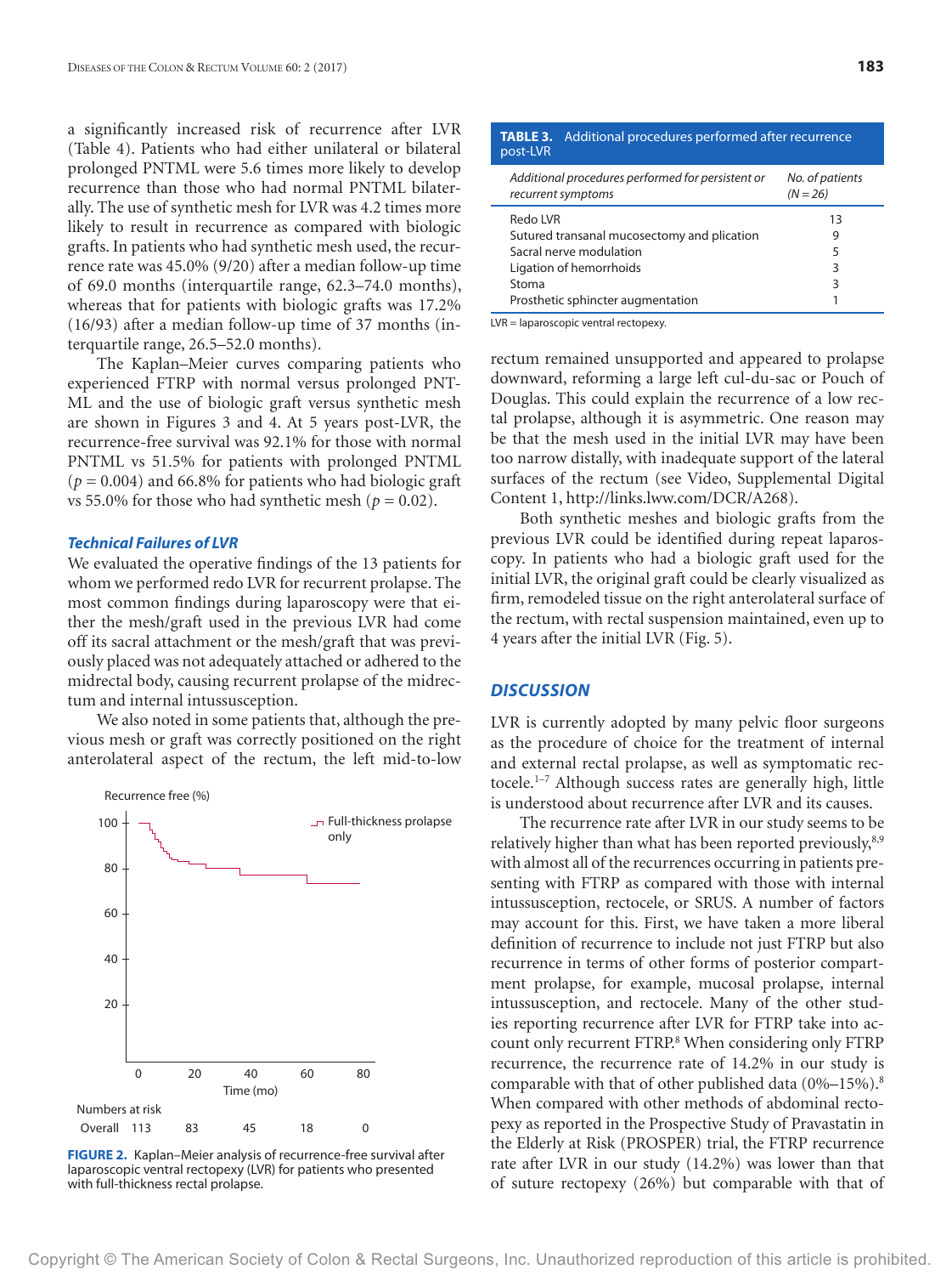a significantly increased risk of recurrence after LVR (Table 4). Patients who had either unilateral or bilateral prolonged PNTML were 5.6 times more likely to develop recurrence than those who had normal PNTML bilaterally. The use of synthetic mesh for LVR was 4.2 times more likely to result in recurrence as compared with biologic grafts. In patients who had synthetic mesh used, the recurrence rate was 45.0% (9/20) after a median follow-up time of 69.0 months (interquartile range, 62.3–74.0 months), whereas that for patients with biologic grafts was 17.2% (16/93) after a median follow-up time of 37 months (interquartile range, 26.5–52.0 months).

The Kaplan–Meier curves comparing patients who experienced FTRP with normal versus prolonged PNTML and the use of biologic graft versus synthetic mesh are shown in Figures 3 and 4. At 5 years post-LVR, the recurrence-free survival was 92.1% for those with normal PNTML vs 51.5% for patients with prolonged PNTML ($p = 0.004$) and 66.8% for patients who had biologic graft vs 55.0% for those who had synthetic mesh ($p = 0.02$).

### Technical Failures of LVR

We evaluated the operative findings of the 13 patients for whom we performed redo LVR for recurrent prolapse. The most common findings during laparoscopy were that either the mesh/graft used in the previous LVR had come off its sacral attachment or the mesh/graft that was previously placed was not adequately attached or adhered to the midrectal body, causing recurrent prolapse of the midrectum and internal intussusception.

We also noted in some patients that, although the previous mesh or graft was correctly positioned on the right anterolateral aspect of the rectum, the left mid-to-low rectum remained unsupported and appeared to prolapse downward, reforming a large left cul-du-sac or Pouch of Douglas. This could explain the recurrence of a low rectal prolapse, although it is asymmetric. One reason may be that the mesh used in the initial LVR may have been too narrow distally, with inadequate support of the lateral surfaces of the rectum (see Video, Supplemental Digital Content 1, http://links.lww.com/DCR/A268).

Both synthetic meshes and biologic grafts from the previous LVR could be identified during repeat laparoscopy. In patients who had a biologic graft used for the initial LVR, the original graft could be clearly visualized as firm, remodeled tissue on the right anterolateral surface of the rectum, with rectal suspension maintained, even up to 4 years after the initial LVR (Fig. 5).

Recurrence free (%)

| Time (mo) | 0 | 20 | 40 | 60 | 80 |
|---|---|---|---|---|---|
| Numbers at risk – Overall | 113 | 83 | 45 | 18 | 0 |

**FIGURE 2.** Kaplan–Meier analysis of recurrence-free survival after laparoscopic ventral rectopexy (LVR) for patients who presented with full-thickness rectal prolapse.

**TABLE 3.** Additional procedures performed after recurrence post-LVR

| *Additional procedures performed for persistent or recurrent symptoms* | *No. of patients (N = 26)* |
|---|---|
| Redo LVR | 13 |
| Sutured transanal mucosectomy and plication | 9 |
| Sacral nerve modulation | 5 |
| Ligation of hemorrhoids | 3 |
| Stoma | 3 |
| Prosthetic sphincter augmentation | 1 |

LVR = laparoscopic ventral rectopexy.

## DISCUSSION

LVR is currently adopted by many pelvic floor surgeons as the procedure of choice for the treatment of internal and external rectal prolapse, as well as symptomatic rectocele.[1–7] Although success rates are generally high, little is understood about recurrence after LVR and its causes.

The recurrence rate after LVR in our study seems to be relatively higher than what has been reported previously,[8,9] with almost all of the recurrences occurring in patients presenting with FTRP as compared with those with internal intussusception, rectocele, or SRUS. A number of factors may account for this. First, we have taken a more liberal definition of recurrence to include not just FTRP but also recurrence in terms of other forms of posterior compartment prolapse, for example, mucosal prolapse, internal intussusception, and rectocele. Many of the other studies reporting recurrence after LVR for FTRP take into account only recurrent FTRP.[8] When considering only FTRP recurrence, the recurrence rate of 14.2% in our study is comparable with that of other published data (0%–15%).[8] When compared with other methods of abdominal rectopexy as reported in the Prospective Study of Pravastatin in the Elderly at Risk (PROSPER) trial, the FTRP recurrence rate after LVR in our study (14.2%) was lower than that of suture rectopexy (26%) but comparable with that of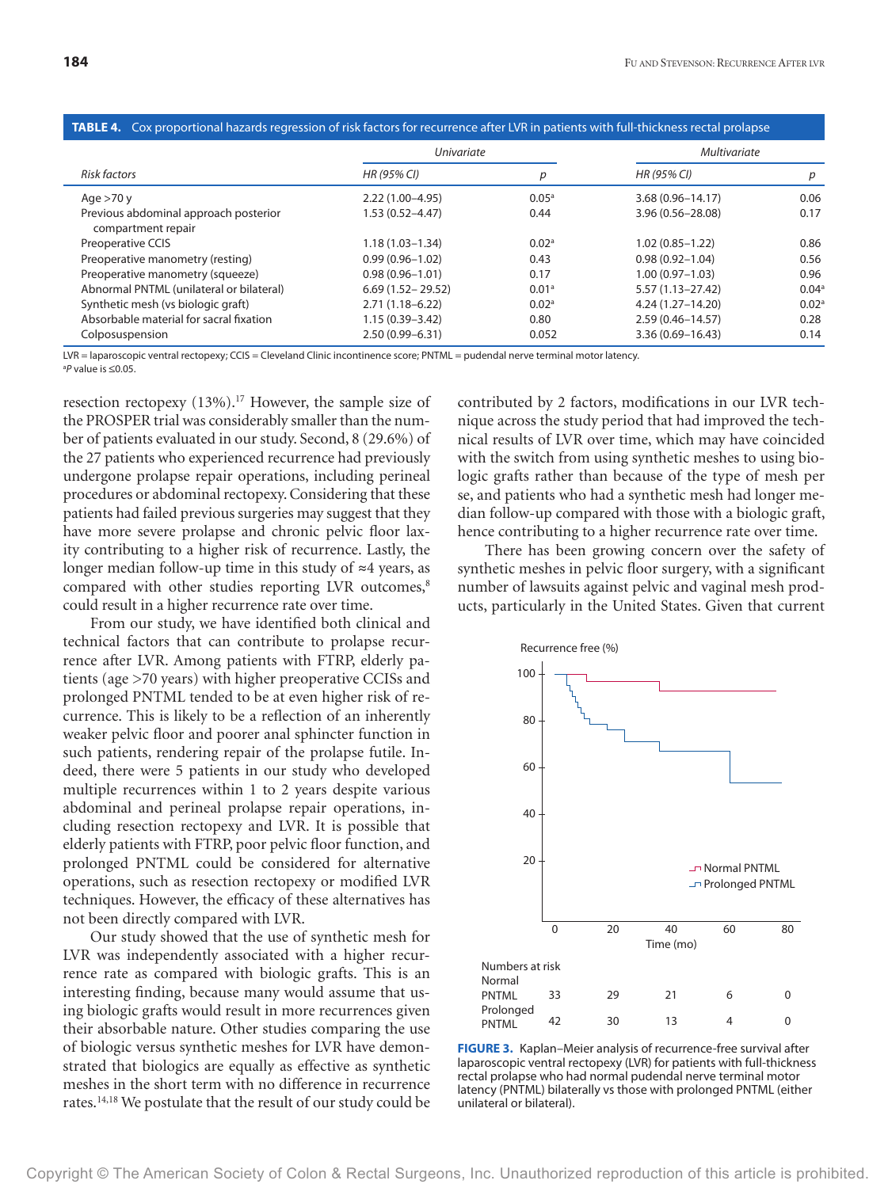**TABLE 4.** Cox proportional hazards regression of risk factors for recurrence after LVR in patients with full-thickness rectal prolapse

| Risk factors | Univariate | | Multivariate | |
|---|---|---|---|---|
| | HR (95% CI) | p | HR (95% CI) | p |
| Age >70 y | 2.22 (1.00–4.95) | 0.05[a] | 3.68 (0.96–14.17) | 0.06 |
| Previous abdominal approach posterior compartment repair | 1.53 (0.52–4.47) | 0.44 | 3.96 (0.56–28.08) | 0.17 |
| Preoperative CCIS | 1.18 (1.03–1.34) | 0.02[a] | 1.02 (0.85–1.22) | 0.86 |
| Preoperative manometry (resting) | 0.99 (0.96–1.02) | 0.43 | 0.98 (0.92–1.04) | 0.56 |
| Preoperative manometry (squeeze) | 0.98 (0.96–1.01) | 0.17 | 1.00 (0.97–1.03) | 0.96 |
| Abnormal PNTML (unilateral or bilateral) | 6.69 (1.52– 29.52) | 0.01[a] | 5.57 (1.13–27.42) | 0.04[a] |
| Synthetic mesh (vs biologic graft) | 2.71 (1.18–6.22) | 0.02[a] | 4.24 (1.27–14.20) | 0.02[a] |
| Absorbable material for sacral fixation | 1.15 (0.39–3.42) | 0.80 | 2.59 (0.46–14.57) | 0.28 |
| Colposuspension | 2.50 (0.99–6.31) | 0.052 | 3.36 (0.69–16.43) | 0.14 |

LVR = laparoscopic ventral rectopexy; CCIS = Cleveland Clinic incontinence score; PNTML = pudendal nerve terminal motor latency.
[a] *P* value is ≤0.05.

resection rectopexy (13%).[17] However, the sample size of the PROSPER trial was considerably smaller than the number of patients evaluated in our study. Second, 8 (29.6%) of the 27 patients who experienced recurrence had previously undergone prolapse repair operations, including perineal procedures or abdominal rectopexy. Considering that these patients had failed previous surgeries may suggest that they have more severe prolapse and chronic pelvic floor laxity contributing to a higher risk of recurrence. Lastly, the longer median follow-up time in this study of ≈4 years, as compared with other studies reporting LVR outcomes,[8] could result in a higher recurrence rate over time.

From our study, we have identified both clinical and technical factors that can contribute to prolapse recurrence after LVR. Among patients with FTRP, elderly patients (age >70 years) with higher preoperative CCISs and prolonged PNTML tended to be at even higher risk of recurrence. This is likely to be a reflection of an inherently weaker pelvic floor and poorer anal sphincter function in such patients, rendering repair of the prolapse futile. Indeed, there were 5 patients in our study who developed multiple recurrences within 1 to 2 years despite various abdominal and perineal prolapse repair operations, including resection rectopexy and LVR. It is possible that elderly patients with FTRP, poor pelvic floor function, and prolonged PNTML could be considered for alternative operations, such as resection rectopexy or modified LVR techniques. However, the efficacy of these alternatives has not been directly compared with LVR.

Our study showed that the use of synthetic mesh for LVR was independently associated with a higher recurrence rate as compared with biologic grafts. This is an interesting finding, because many would assume that using biologic grafts would result in more recurrences given their absorbable nature. Other studies comparing the use of biologic versus synthetic meshes for LVR have demonstrated that biologics are equally as effective as synthetic meshes in the short term with no difference in recurrence rates.[14,18] We postulate that the result of our study could be contributed by 2 factors, modifications in our LVR technique across the study period that had improved the technical results of LVR over time, which may have coincided with the switch from using synthetic meshes to using biologic grafts rather than because of the type of mesh per se, and patients who had a synthetic mesh had longer median follow-up compared with those with a biologic graft, hence contributing to a higher recurrence rate over time.

There has been growing concern over the safety of synthetic meshes in pelvic floor surgery, with a significant number of lawsuits against pelvic and vaginal mesh products, particularly in the United States. Given that current

Numbers at risk

| | 0 | 20 | 40 | 60 | 80 |
|---|---|---|---|---|---|
| Normal PNTML | 33 | 29 | 21 | 6 | 0 |
| Prolonged PNTML | 42 | 30 | 13 | 4 | 0 |

**FIGURE 3.** Kaplan–Meier analysis of recurrence-free survival after laparoscopic ventral rectopexy (LVR) for patients with full-thickness rectal prolapse who had normal pudendal nerve terminal motor latency (PNTML) bilaterally vs those with prolonged PNTML (either unilateral or bilateral).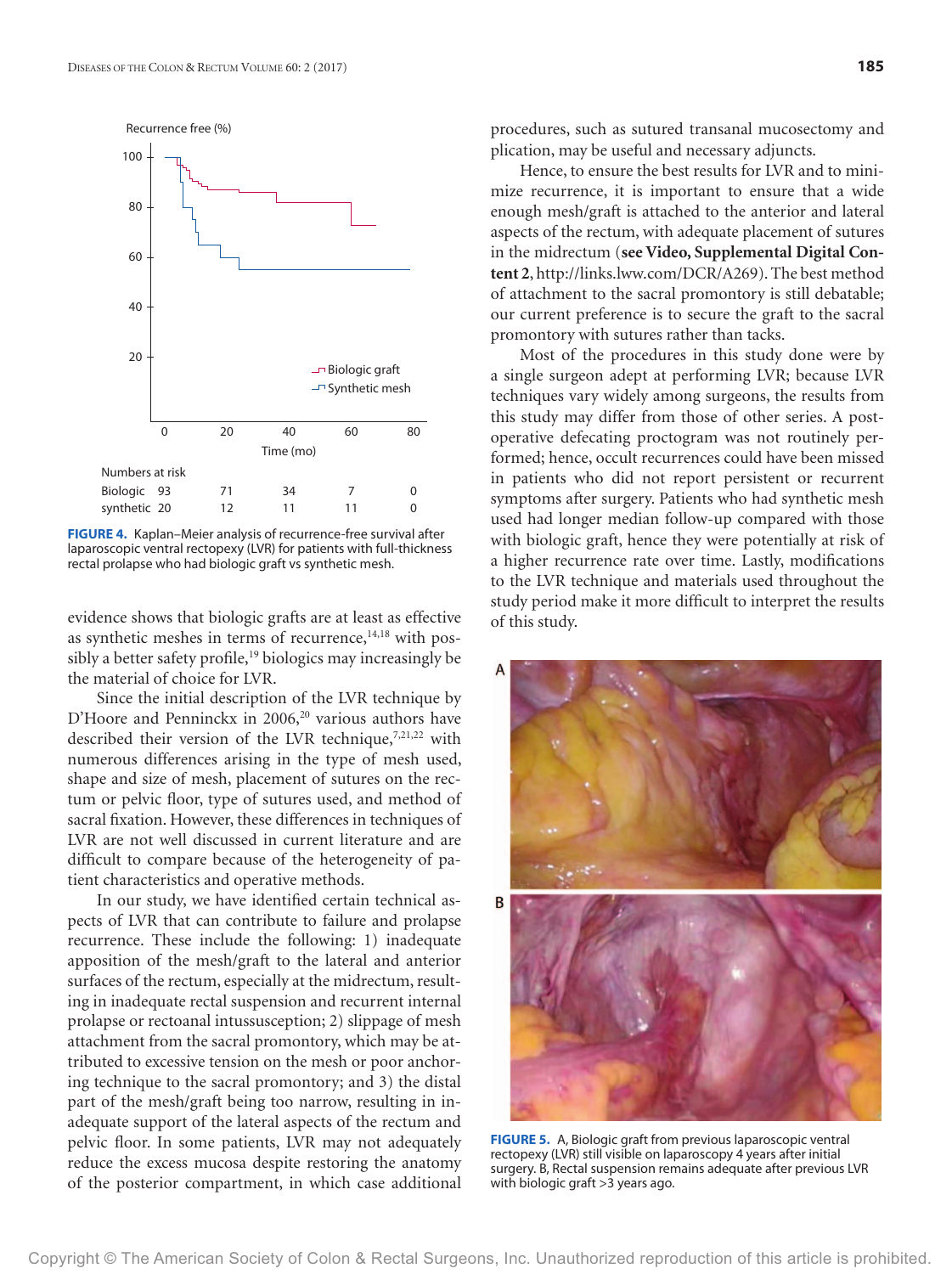FIGURE 4. Kaplan–Meier analysis of recurrence-free survival after laparoscopic ventral rectopexy (LVR) for patients with full-thickness rectal prolapse who had biologic graft vs synthetic mesh.

evidence shows that biologic grafts are at least as effective as synthetic meshes in terms of recurrence,[14,18] with possibly a better safety profile,[19] biologics may increasingly be the material of choice for LVR.

Since the initial description of the LVR technique by D'Hoore and Penninckx in 2006,[20] various authors have described their version of the LVR technique,[7,21,22] with numerous differences arising in the type of mesh used, shape and size of mesh, placement of sutures on the rectum or pelvic floor, type of sutures used, and method of sacral fixation. However, these differences in techniques of LVR are not well discussed in current literature and are difficult to compare because of the heterogeneity of patient characteristics and operative methods.

In our study, we have identified certain technical aspects of LVR that can contribute to failure and prolapse recurrence. These include the following: 1) inadequate apposition of the mesh/graft to the lateral and anterior surfaces of the rectum, especially at the midrectum, resulting in inadequate rectal suspension and recurrent internal prolapse or rectoanal intussusception; 2) slippage of mesh attachment from the sacral promontory, which may be attributed to excessive tension on the mesh or poor anchoring technique to the sacral promontory; and 3) the distal part of the mesh/graft being too narrow, resulting in inadequate support of the lateral aspects of the rectum and pelvic floor. In some patients, LVR may not adequately reduce the excess mucosa despite restoring the anatomy of the posterior compartment, in which case additional procedures, such as sutured transanal mucosectomy and plication, may be useful and necessary adjuncts.

Hence, to ensure the best results for LVR and to minimize recurrence, it is important to ensure that a wide enough mesh/graft is attached to the anterior and lateral aspects of the rectum, with adequate placement of sutures in the midrectum (**see Video, Supplemental Digital Content 2**, http://links.lww.com/DCR/A269). The best method of attachment to the sacral promontory is still debatable; our current preference is to secure the graft to the sacral promontory with sutures rather than tacks.

Most of the procedures in this study done were by a single surgeon adept at performing LVR; because LVR techniques vary widely among surgeons, the results from this study may differ from those of other series. A postoperative defecating proctogram was not routinely performed; hence, occult recurrences could have been missed in patients who did not report persistent or recurrent symptoms after surgery. Patients who had synthetic mesh used had longer median follow-up compared with those with biologic graft, hence they were potentially at risk of a higher recurrence rate over time. Lastly, modifications to the LVR technique and materials used throughout the study period make it more difficult to interpret the results of this study.

FIGURE 5. A, Biologic graft from previous laparoscopic ventral rectopexy (LVR) still visible on laparoscopy 4 years after initial surgery. B, Rectal suspension remains adequate after previous LVR with biologic graft >3 years ago.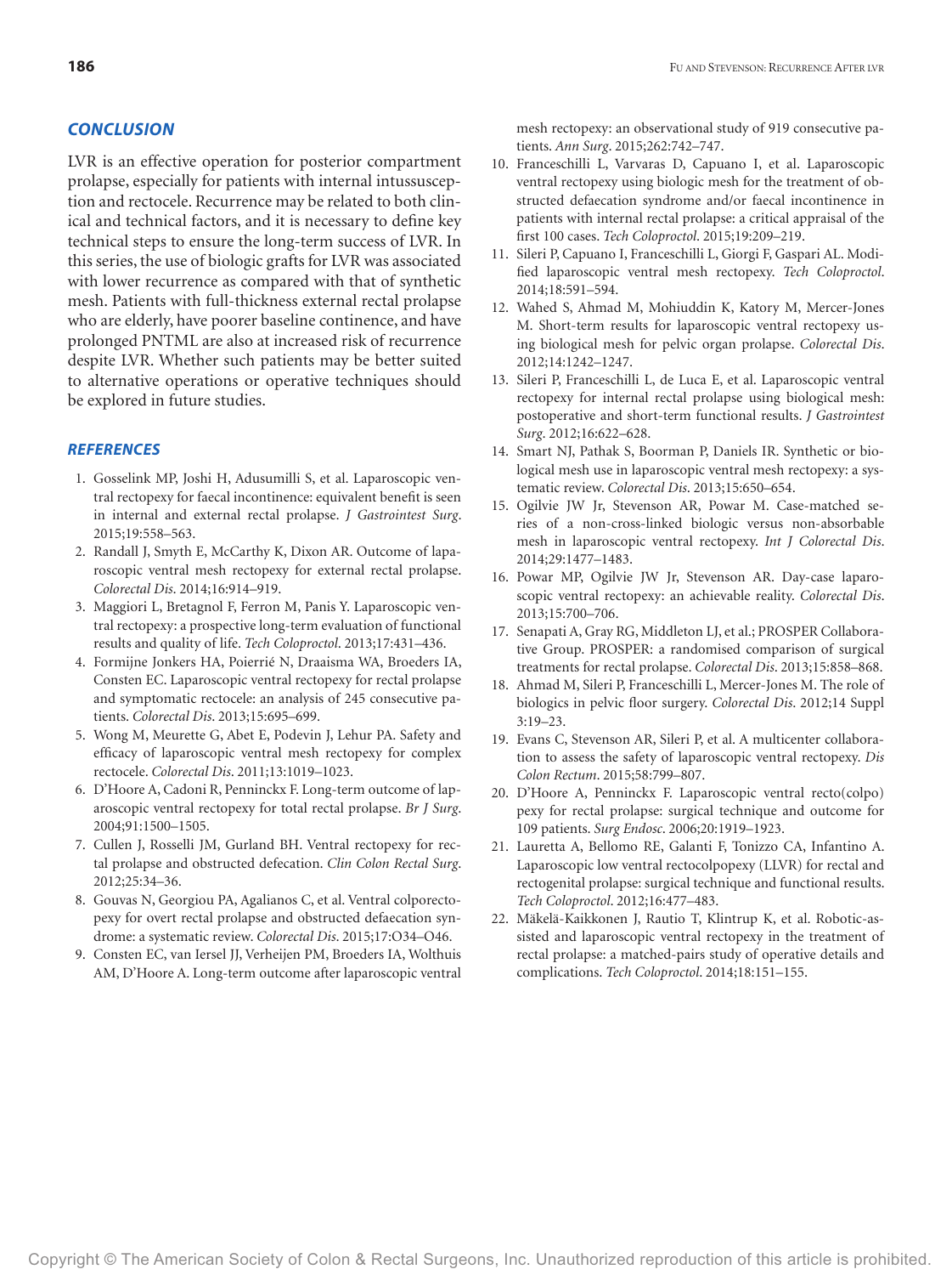## CONCLUSION

LVR is an effective operation for posterior compartment prolapse, especially for patients with internal intussusception and rectocele. Recurrence may be related to both clinical and technical factors, and it is necessary to define key technical steps to ensure the long-term success of LVR. In this series, the use of biologic grafts for LVR was associated with lower recurrence as compared with that of synthetic mesh. Patients with full-thickness external rectal prolapse who are elderly, have poorer baseline continence, and have prolonged PNTML are also at increased risk of recurrence despite LVR. Whether such patients may be better suited to alternative operations or operative techniques should be explored in future studies.

## REFERENCES

1. Gosselink MP, Joshi H, Adusumilli S, et al. Laparoscopic ventral rectopexy for faecal incontinence: equivalent benefit is seen in internal and external rectal prolapse. *J Gastrointest Surg*. 2015;19:558–563.
2. Randall J, Smyth E, McCarthy K, Dixon AR. Outcome of laparoscopic ventral mesh rectopexy for external rectal prolapse. *Colorectal Dis*. 2014;16:914–919.
3. Maggiori L, Bretagnol F, Ferron M, Panis Y. Laparoscopic ventral rectopexy: a prospective long-term evaluation of functional results and quality of life. *Tech Coloproctol*. 2013;17:431–436.
4. Formijne Jonkers HA, Poierrié N, Draaisma WA, Broeders IA, Consten EC. Laparoscopic ventral rectopexy for rectal prolapse and symptomatic rectocele: an analysis of 245 consecutive patients. *Colorectal Dis*. 2013;15:695–699.
5. Wong M, Meurette G, Abet E, Podevin J, Lehur PA. Safety and efficacy of laparoscopic ventral mesh rectopexy for complex rectocele. *Colorectal Dis*. 2011;13:1019–1023.
6. D'Hoore A, Cadoni R, Penninckx F. Long-term outcome of laparoscopic ventral rectopexy for total rectal prolapse. *Br J Surg*. 2004;91:1500–1505.
7. Cullen J, Rosselli JM, Gurland BH. Ventral rectopexy for rectal prolapse and obstructed defecation. *Clin Colon Rectal Surg*. 2012;25:34–36.
8. Gouvas N, Georgiou PA, Agalianos C, et al. Ventral colporectopexy for overt rectal prolapse and obstructed defaecation syndrome: a systematic review. *Colorectal Dis*. 2015;17:O34–O46.
9. Consten EC, van Iersel JJ, Verheijen PM, Broeders IA, Wolthuis AM, D'Hoore A. Long-term outcome after laparoscopic ventral mesh rectopexy: an observational study of 919 consecutive patients. *Ann Surg*. 2015;262:742–747.
10. Franceschilli L, Varvaras D, Capuano I, et al. Laparoscopic ventral rectopexy using biologic mesh for the treatment of obstructed defaecation syndrome and/or faecal incontinence in patients with internal rectal prolapse: a critical appraisal of the first 100 cases. *Tech Coloproctol*. 2015;19:209–219.
11. Sileri P, Capuano I, Franceschilli L, Giorgi F, Gaspari AL. Modified laparoscopic ventral mesh rectopexy. *Tech Coloproctol*. 2014;18:591–594.
12. Wahed S, Ahmad M, Mohiuddin K, Katory M, Mercer-Jones M. Short-term results for laparoscopic ventral rectopexy using biological mesh for pelvic organ prolapse. *Colorectal Dis*. 2012;14:1242–1247.
13. Sileri P, Franceschilli L, de Luca E, et al. Laparoscopic ventral rectopexy for internal rectal prolapse using biological mesh: postoperative and short-term functional results. *J Gastrointest Surg*. 2012;16:622–628.
14. Smart NJ, Pathak S, Boorman P, Daniels IR. Synthetic or biological mesh use in laparoscopic ventral mesh rectopexy: a systematic review. *Colorectal Dis*. 2013;15:650–654.
15. Ogilvie JW Jr, Stevenson AR, Powar M. Case-matched series of a non-cross-linked biologic versus non-absorbable mesh in laparoscopic ventral rectopexy. *Int J Colorectal Dis*. 2014;29:1477–1483.
16. Powar MP, Ogilvie JW Jr, Stevenson AR. Day-case laparoscopic ventral rectopexy: an achievable reality. *Colorectal Dis*. 2013;15:700–706.
17. Senapati A, Gray RG, Middleton LJ, et al.; PROSPER Collaborative Group. PROSPER: a randomised comparison of surgical treatments for rectal prolapse. *Colorectal Dis*. 2013;15:858–868.
18. Ahmad M, Sileri P, Franceschilli L, Mercer-Jones M. The role of biologics in pelvic floor surgery. *Colorectal Dis*. 2012;14 Suppl 3:19–23.
19. Evans C, Stevenson AR, Sileri P, et al. A multicenter collaboration to assess the safety of laparoscopic ventral rectopexy. *Dis Colon Rectum*. 2015;58:799–807.
20. D'Hoore A, Penninckx F. Laparoscopic ventral recto(colpo)pexy for rectal prolapse: surgical technique and outcome for 109 patients. *Surg Endosc*. 2006;20:1919–1923.
21. Lauretta A, Bellomo RE, Galanti F, Tonizzo CA, Infantino A. Laparoscopic low ventral rectocolpopexy (LLVR) for rectal and rectogenital prolapse: surgical technique and functional results. *Tech Coloproctol*. 2012;16:477–483.
22. Mäkelä-Kaikkonen J, Rautio T, Klintrup K, et al. Robotic-assisted and laparoscopic ventral rectopexy in the treatment of rectal prolapse: a matched-pairs study of operative details and complications. *Tech Coloproctol*. 2014;18:151–155.